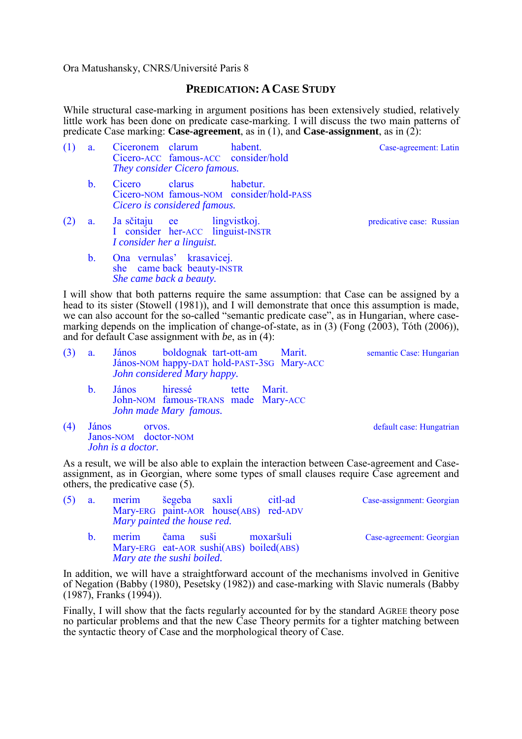Ora Matushansky, CNRS/Université Paris 8

## PREDICATION: A CASE STUDY

While structural case-marking in argument positions has been extensively studied, relatively little work has been done on predicate case-marking. I will discuss the two main patterns of predicate Case marking: **Case-agreement**, as in (1), and **Case-assignment**, as in (2):

(1) a. Ciceronem clarum habent. — *Case-agreement: Latin*
Cicero-ACC famous-ACC consider/hold
*They consider Cicero famous.*

b. Cicero clarus habetur.
Cicero-NOM famous-NOM consider/hold-PASS
*Cicero is considered famous.*

(2) a. Ja sčitaju ee lingvistkoj. — *predicative case: Russian*
I consider her-ACC linguist-INSTR
*I consider her a linguist.*

b. Ona vernulas' krasavicej.
she came back beauty-INSTR
*She came back a beauty.*

I will show that both patterns require the same assumption: that Case can be assigned by a head to its sister (Stowell (1981)), and I will demonstrate that once this assumption is made, we can also account for the so-called "semantic predicate case", as in Hungarian, where case-marking depends on the implication of change-of-state, as in (3) (Fong (2003), Tóth (2006)), and for default Case assignment with *be*, as in (4):

(3) a. János boldognak tart-ott-am Marit. — *semantic Case: Hungarian*
János-NOM happy-DAT hold-PAST-3SG Mary-ACC
*John considered Mary happy.*

b. János hiressé tette Marit.
John-NOM famous-TRANS made Mary-ACC
*John made Mary famous.*

(4) János orvos. — *default case: Hungatrian*
Janos-NOM doctor-NOM
*John is a doctor.*

As a result, we will be also able to explain the interaction between Case-agreement and Case-assignment, as in Georgian, where some types of small clauses require Case agreement and others, the predicative case (5).

(5) a. merim šegeba saxli citl-ad — *Case-assignment: Georgian*
Mary-ERG paint-AOR house(ABS) red-ADV
*Mary painted the house red.*

b. merim čama suši moxaršuli — *Case-agreement: Georgian*
Mary-ERG eat-AOR sushi(ABS) boiled(ABS)
*Mary ate the sushi boiled.*

In addition, we will have a straightforward account of the mechanisms involved in Genitive of Negation (Babby (1980), Pesetsky (1982)) and case-marking with Slavic numerals (Babby (1987), Franks (1994)).

Finally, I will show that the facts regularly accounted for by the standard AGREE theory pose no particular problems and that the new Case Theory permits for a tighter matching between the syntactic theory of Case and the morphological theory of Case.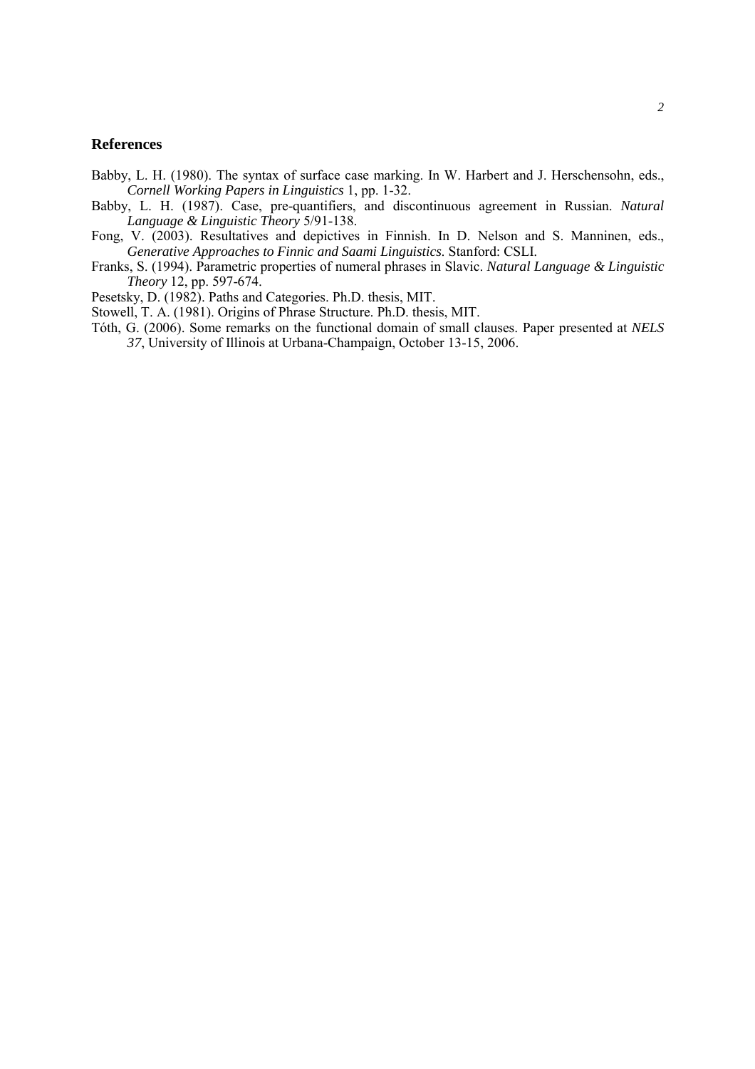## References

Babby, L. H. (1980). The syntax of surface case marking. In W. Harbert and J. Herschensohn, eds., *Cornell Working Papers in Linguistics* 1, pp. 1-32.

Babby, L. H. (1987). Case, pre-quantifiers, and discontinuous agreement in Russian. *Natural Language & Linguistic Theory* 5/91-138.

Fong, V. (2003). Resultatives and depictives in Finnish. In D. Nelson and S. Manninen, eds., *Generative Approaches to Finnic and Saami Linguistics.* Stanford: CSLI.

Franks, S. (1994). Parametric properties of numeral phrases in Slavic. *Natural Language & Linguistic Theory* 12, pp. 597-674.

Pesetsky, D. (1982). Paths and Categories. Ph.D. thesis, MIT.

Stowell, T. A. (1981). Origins of Phrase Structure. Ph.D. thesis, MIT.

Tóth, G. (2006). Some remarks on the functional domain of small clauses. Paper presented at *NELS 37*, University of Illinois at Urbana-Champaign, October 13-15, 2006.